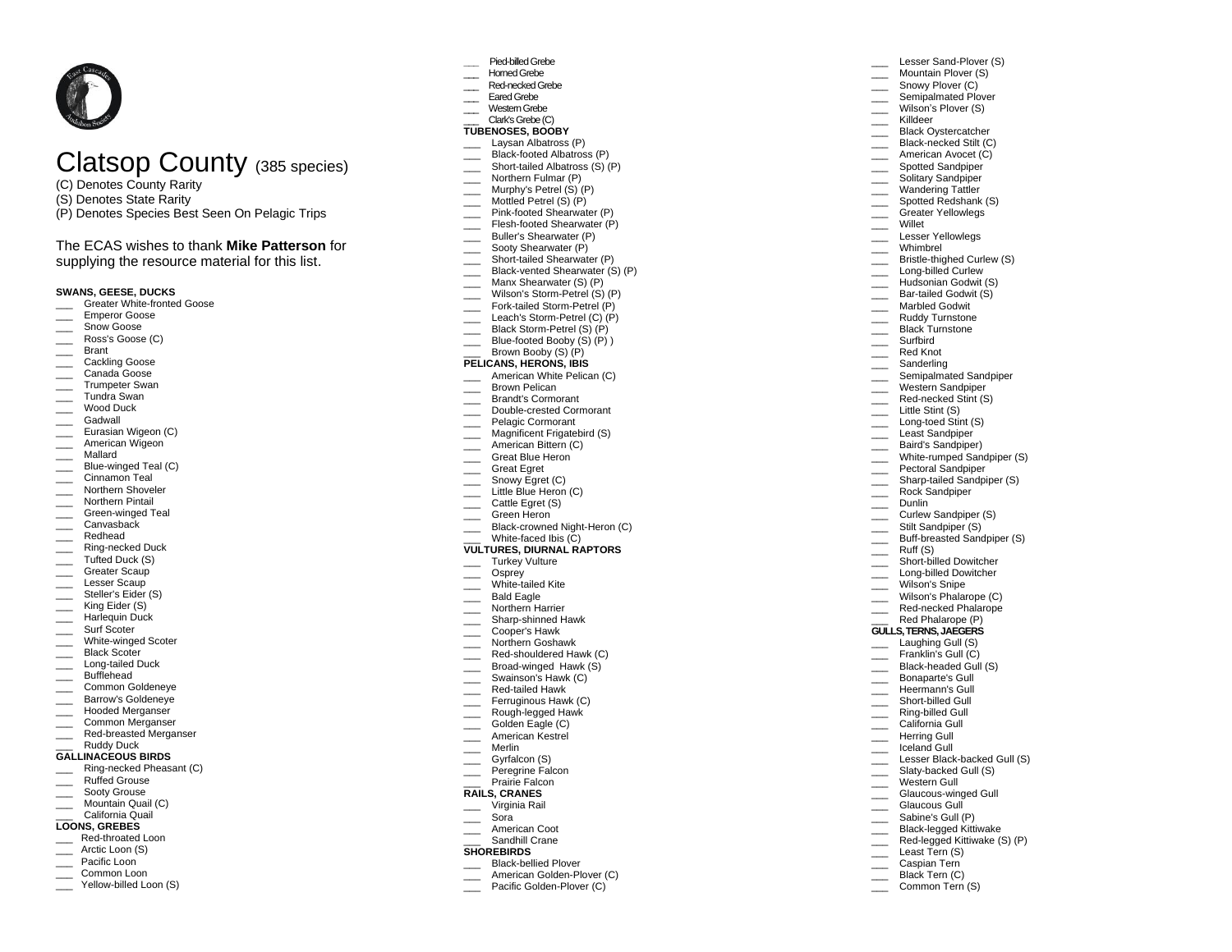# Clatsop County (385 species)

(C) Denotes County Rarity
(S) Denotes State Rarity
(P) Denotes Species Best Seen On Pelagic Trips

The ECAS wishes to thank **Mike Patterson** for supplying the resource material for this list.

**SWANS, GEESE, DUCKS**

- ___ Greater White-fronted Goose
- ___ Emperor Goose
- ___ Snow Goose
- ___ Ross's Goose (C)
- ___ Brant
- ___ Cackling Goose
- ___ Canada Goose
- ___ Trumpeter Swan
- ___ Tundra Swan
- ___ Wood Duck
- ___ Gadwall
- ___ Eurasian Wigeon (C)
- ___ American Wigeon
- ___ Mallard
- ___ Blue-winged Teal (C)
- ___ Cinnamon Teal
- ___ Northern Shoveler
- ___ Northern Pintail
- ___ Green-winged Teal
- ___ Canvasback
- ___ Redhead
- ___ Ring-necked Duck
- ___ Tufted Duck (S)
- ___ Greater Scaup
- ___ Lesser Scaup
- ___ Steller's Eider (S)
- ___ King Eider (S)
- ___ Harlequin Duck
- ___ Surf Scoter
- ___ White-winged Scoter
- ___ Black Scoter
- ___ Long-tailed Duck
- ___ Bufflehead
- ___ Common Goldeneye
- ___ Barrow's Goldeneye
- ___ Hooded Merganser
- ___ Common Merganser
- ___ Red-breasted Merganser
- ___ Ruddy Duck

**GALLINACEOUS BIRDS**

- ___ Ring-necked Pheasant (C)
- ___ Ruffed Grouse
- ___ Sooty Grouse
- ___ Mountain Quail (C)
- ___ California Quail

**LOONS, GREBES**

- ___ Red-throated Loon
- ___ Arctic Loon (S)
- ___ Pacific Loon
- ___ Common Loon
- ___ Yellow-billed Loon (S)
- ___ Pied-billed Grebe
- ___ Horned Grebe
- ___ Red-necked Grebe
- ___ Eared Grebe
- ___ Western Grebe
- ___ Clark's Grebe (C)

**TUBENOSES, BOOBY**

- ___ Laysan Albatross (P)
- ___ Black-footed Albatross (P)
- ___ Short-tailed Albatross (S) (P)
- ___ Northern Fulmar (P)
- ___ Murphy's Petrel (S) (P)
- ___ Mottled Petrel (S) (P)
- ___ Pink-footed Shearwater (P)
- ___ Flesh-footed Shearwater (P)
- ___ Buller's Shearwater (P)
- ___ Sooty Shearwater (P)
- ___ Short-tailed Shearwater (P)
- ___ Black-vented Shearwater (S) (P)
- ___ Manx Shearwater (S) (P)
- ___ Wilson's Storm-Petrel (S) (P)
- ___ Fork-tailed Storm-Petrel (P)
- ___ Leach's Storm-Petrel (C) (P)
- ___ Black Storm-Petrel (S) (P)
- ___ Blue-footed Booby (S) (P) )
- ___ Brown Booby (S) (P)

**PELICANS, HERONS, IBIS**

- ___ American White Pelican (C)
- ___ Brown Pelican
- ___ Brandt's Cormorant
- ___ Double-crested Cormorant
- ___ Pelagic Cormorant
- ___ Magnificent Frigatebird (S)
- ___ American Bittern (C)
- ___ Great Blue Heron
- ___ Great Egret
- ___ Snowy Egret (C)
- ___ Little Blue Heron (C)
- ___ Cattle Egret (S)
- ___ Green Heron
- ___ Black-crowned Night-Heron (C)
- ___ White-faced Ibis (C)

**VULTURES, DIURNAL RAPTORS**

- ___ Turkey Vulture
- ___ Osprey
- ___ White-tailed Kite
- ___ Bald Eagle
- ___ Northern Harrier
- ___ Sharp-shinned Hawk
- ___ Cooper's Hawk
- ___ Northern Goshawk
- ___ Red-shouldered Hawk (C)
- ___ Broad-winged Hawk (S)
- ___ Swainson's Hawk (C)
- ___ Red-tailed Hawk
- ___ Ferruginous Hawk (C)
- ___ Rough-legged Hawk
- ___ Golden Eagle (C)
- ___ American Kestrel
- ___ Merlin
- ___ Gyrfalcon (S)
- ___ Peregrine Falcon
- ___ Prairie Falcon

**RAILS, CRANES**

- ___ Virginia Rail
- ___ Sora
- ___ American Coot
- ___ Sandhill Crane

**SHOREBIRDS**

- ___ Black-bellied Plover
- ___ American Golden-Plover (C)
- ___ Pacific Golden-Plover (C)
- ___ Lesser Sand-Plover (S)
- ___ Mountain Plover (S)
- ___ Snowy Plover (C)
- ___ Semipalmated Plover
- ___ Wilson's Plover (S)
- ___ Killdeer
- ___ Black Oystercatcher
- ___ Black-necked Stilt (C)
- ___ American Avocet (C)
- ___ Spotted Sandpiper
- ___ Solitary Sandpiper
- ___ Wandering Tattler
- ___ Spotted Redshank (S)
- ___ Greater Yellowlegs
- ___ Willet
- ___ Lesser Yellowlegs
- ___ Whimbrel
- ___ Bristle-thighed Curlew (S)
- ___ Long-billed Curlew
- ___ Hudsonian Godwit (S)
- ___ Bar-tailed Godwit (S)
- ___ Marbled Godwit
- ___ Ruddy Turnstone
- ___ Black Turnstone
- ___ Surfbird
- ___ Red Knot
- ___ Sanderling
- ___ Semipalmated Sandpiper
- ___ Western Sandpiper
- ___ Red-necked Stint (S)
- ___ Little Stint (S)
- ___ Long-toed Stint (S)
- ___ Least Sandpiper
- ___ Baird's Sandpiper)
- ___ White-rumped Sandpiper (S)
- ___ Pectoral Sandpiper
- ___ Sharp-tailed Sandpiper (S)
- ___ Rock Sandpiper
- ___ Dunlin
- ___ Curlew Sandpiper (S)
- ___ Stilt Sandpiper (S)
- ___ Buff-breasted Sandpiper (S)
- ___ Ruff (S)
- ___ Short-billed Dowitcher
- ___ Long-billed Dowitcher
- ___ Wilson's Snipe
- ___ Wilson's Phalarope (C)
- ___ Red-necked Phalarope
- ___ Red Phalarope (P)

**GULLS, TERNS, JAEGERS**

- ___ Laughing Gull (S)
- ___ Franklin's Gull (C)
- ___ Black-headed Gull (S)
- ___ Bonaparte's Gull
- ___ Heermann's Gull
- ___ Short-billed Gull
- ___ Ring-billed Gull
- ___ California Gull
- ___ Herring Gull
- ___ Iceland Gull
- ___ Lesser Black-backed Gull (S)
- ___ Slaty-backed Gull (S)
- ___ Western Gull
- ___ Glaucous-winged Gull
- ___ Glaucous Gull
- ___ Sabine's Gull (P)
- ___ Black-legged Kittiwake
- ___ Red-legged Kittiwake (S) (P)
- ___ Least Tern (S)
- ___ Caspian Tern
- ___ Black Tern (C)
- ___ Common Tern (S)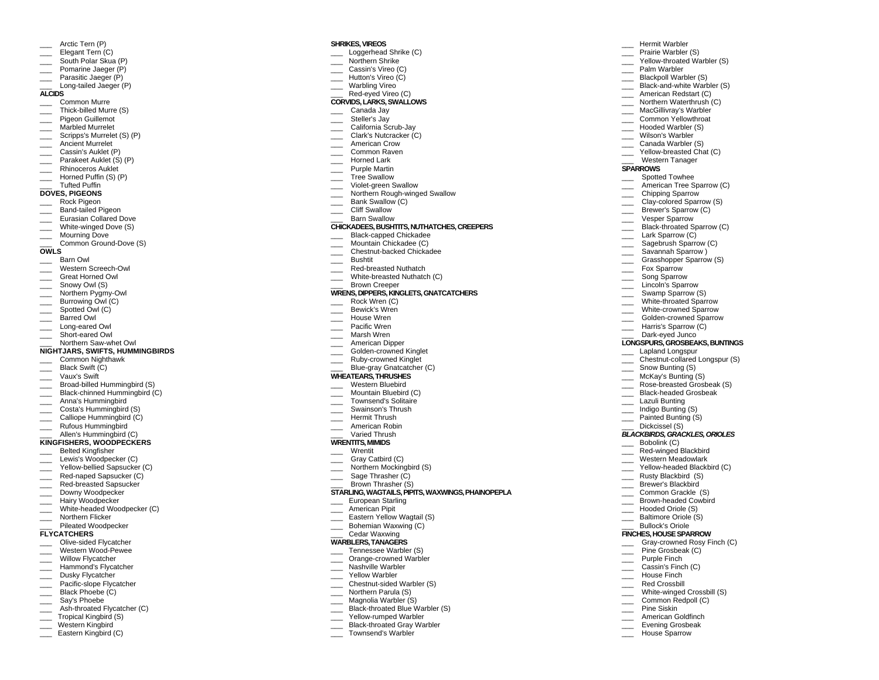- ___ Arctic Tern (P)
- ___ Elegant Tern (C)
- ___ South Polar Skua (P)
- ___ Pomarine Jaeger (P)
- ___ Parasitic Jaeger (P)
- ___ Long-tailed Jaeger (P)

**ALCIDS**

- ___ Common Murre
- ___ Thick-billed Murre (S)
- ___ Pigeon Guillemot
- ___ Marbled Murrelet
- ___ Scripps's Murrelet (S) (P)
- ___ Ancient Murrelet
- ___ Cassin's Auklet (P)
- ___ Parakeet Auklet (S) (P)
- ___ Rhinoceros Auklet
- ___ Horned Puffin (S) (P)
- ___ Tufted Puffin

**DOVES, PIGEONS**

- ___ Rock Pigeon
- ___ Band-tailed Pigeon
- ___ Eurasian Collared Dove
- ___ White-winged Dove (S)
- ___ Mourning Dove
- ___ Common Ground-Dove (S)

**OWLS**

- ___ Barn Owl
- ___ Western Screech-Owl
- ___ Great Horned Owl
- ___ Snowy Owl (S)
- ___ Northern Pygmy-Owl
- ___ Burrowing Owl (C)
- ___ Spotted Owl (C)
- ___ Barred Owl
- ___ Long-eared Owl
- ___ Short-eared Owl
- ___ Northern Saw-whet Owl

**NIGHTJARS, SWIFTS, HUMMINGBIRDS**

- ___ Common Nighthawk
- ___ Black Swift (C)
- ___ Vaux's Swift
- ___ Broad-billed Hummingbird (S)
- ___ Black-chinned Hummingbird (C)
- ___ Anna's Hummingbird
- ___ Costa's Hummingbird (S)
- ___ Calliope Hummingbird (C)
- ___ Rufous Hummingbird
- ___ Allen's Hummingbird (C)

**KINGFISHERS, WOODPECKERS**

- ___ Belted Kingfisher
- ___ Lewis's Woodpecker (C)
- ___ Yellow-bellied Sapsucker (C)
- ___ Red-naped Sapsucker (C)
- ___ Red-breasted Sapsucker
- ___ Downy Woodpecker
- ___ Hairy Woodpecker
- ___ White-headed Woodpecker (C)
- ___ Northern Flicker
- ___ Pileated Woodpecker

**FLYCATCHERS**

- ___ Olive-sided Flycatcher
- ___ Western Wood-Pewee
- ___ Willow Flycatcher
- ___ Hammond's Flycatcher
- ___ Dusky Flycatcher
- ___ Pacific-slope Flycatcher
- ___ Black Phoebe (C)
- ___ Say's Phoebe
- ___ Ash-throated Flycatcher (C)
- ___ Tropical Kingbird (S)
- ___ Western Kingbird
- ___ Eastern Kingbird (C)

**SHRIKES, VIREOS**

- ___ Loggerhead Shrike (C)
- ___ Northern Shrike
- ___ Cassin's Vireo (C)
- ___ Hutton's Vireo (C)
- ___ Warbling Vireo
- ___ Red-eyed Vireo (C)

**CORVIDS, LARKS, SWALLOWS**

- ___ Canada Jay
- ___ Steller's Jay
- ___ California Scrub-Jay
- ___ Clark's Nutcracker (C)
- ___ American Crow
- ___ Common Raven
- ___ Horned Lark
- ___ Purple Martin
- ___ Tree Swallow
- ___ Violet-green Swallow
- ___ Northern Rough-winged Swallow
- ___ Bank Swallow (C)
- ___ Cliff Swallow
- ___ Barn Swallow

**CHICKADEES, BUSHTITS, NUTHATCHES, CREEPERS**

- ___ Black-capped Chickadee
- ___ Mountain Chickadee (C)
- ___ Chestnut-backed Chickadee
- ___ Bushtit
- ___ Red-breasted Nuthatch
- ___ White-breasted Nuthatch (C)
- ___ Brown Creeper

**WRENS, DIPPERS, KINGLETS, GNATCATCHERS**

- ___ Rock Wren (C)
- ___ Bewick's Wren
- ___ House Wren
- ___ Pacific Wren
- ___ Marsh Wren
- ___ American Dipper
- ___ Golden-crowned Kinglet
- ___ Ruby-crowned Kinglet
- ___ Blue-gray Gnatcatcher (C)

**WHEATEARS, THRUSHES**

- ___ Western Bluebird
- ___ Mountain Bluebird (C)
- ___ Townsend's Solitaire
- ___ Swainson's Thrush
- ___ Hermit Thrush
- ___ American Robin
- ___ Varied Thrush

**WRENTITS, MIMIDS**

- ___ Wrentit
- ___ Gray Catbird (C)
- ___ Northern Mockingbird (S)
- ___ Sage Thrasher (C)
- ___ Brown Thrasher (S)

**STARLING, WAGTAILS, PIPITS, WAXWINGS, PHAINOPEPLA**

- ___ European Starling
- ___ American Pipit
- ___ Eastern Yellow Wagtail (S)
- ___ Bohemian Waxwing (C)
- ___ Cedar Waxwing

**WARBLERS, TANAGERS**

- ___ Tennessee Warbler (S)
- ___ Orange-crowned Warbler
- ___ Nashville Warbler
- ___ Yellow Warbler
- ___ Chestnut-sided Warbler (S)
- ___ Northern Parula (S)
- ___ Magnolia Warbler (S)
- ___ Black-throated Blue Warbler (S)
- ___ Yellow-rumped Warbler
- ___ Black-throated Gray Warbler
- ___ Townsend's Warbler
- ___ Hermit Warbler
- ___ Prairie Warbler (S)
- ___ Yellow-throated Warbler (S)
- ___ Palm Warbler
- ___ Blackpoll Warbler (S)
- ___ Black-and-white Warbler (S)
- ___ American Redstart (C)
- ___ Northern Waterthrush (C)
- ___ MacGillivray's Warbler
- ___ Common Yellowthroat
- ___ Hooded Warbler (S)
- ___ Wilson's Warbler
- ___ Canada Warbler (S)
- ___ Yellow-breasted Chat (C)
- ___ Western Tanager

**SPARROWS**

- ___ Spotted Towhee
- ___ American Tree Sparrow (C)
- ___ Chipping Sparrow
- ___ Clay-colored Sparrow (S)
- ___ Brewer's Sparrow (C)
- ___ Vesper Sparrow
- ___ Black-throated Sparrow (C)
- ___ Lark Sparrow (C)
- ___ Sagebrush Sparrow (C)
- ___ Savannah Sparrow )
- ___ Grasshopper Sparrow (S)
- ___ Fox Sparrow
- ___ Song Sparrow
- ___ Lincoln's Sparrow
- ___ Swamp Sparrow (S)
- ___ White-throated Sparrow
- ___ White-crowned Sparrow
- ___ Golden-crowned Sparrow
- ___ Harris's Sparrow (C)
- ___ Dark-eyed Junco

**LONGSPURS, GROSBEAKS, BUNTINGS**

- ___ Lapland Longspur
- ___ Chestnut-collared Longspur (S)
- ___ Snow Bunting (S)
- ___ McKay's Bunting (S)
- ___ Rose-breasted Grosbeak (S)
- ___ Black-headed Grosbeak
- ___ Lazuli Bunting
- ___ Indigo Bunting (S)
- ___ Painted Bunting (S)
- ___ Dickcissel (S)

***BLACKBIRDS, GRACKLES, ORIOLES***

- ___ Bobolink (C)
- ___ Red-winged Blackbird
- ___ Western Meadowlark
- ___ Yellow-headed Blackbird (C)
- ___ Rusty Blackbird (S)
- ___ Brewer's Blackbird
- ___ Common Grackle (S)
- ___ Brown-headed Cowbird
- ___ Hooded Oriole (S)
- ___ Baltimore Oriole (S)
- ___ Bullock's Oriole

**FINCHES, HOUSE SPARROW**

- ___ Gray-crowned Rosy Finch (C)
- ___ Pine Grosbeak (C)
- ___ Purple Finch
- ___ Cassin's Finch (C)
- ___ House Finch
- ___ Red Crossbill
- ___ White-winged Crossbill (S)
- ___ Common Redpoll (C)
- ___ Pine Siskin
- ___ American Goldfinch
- ___ Evening Grosbeak
- ___ House Sparrow